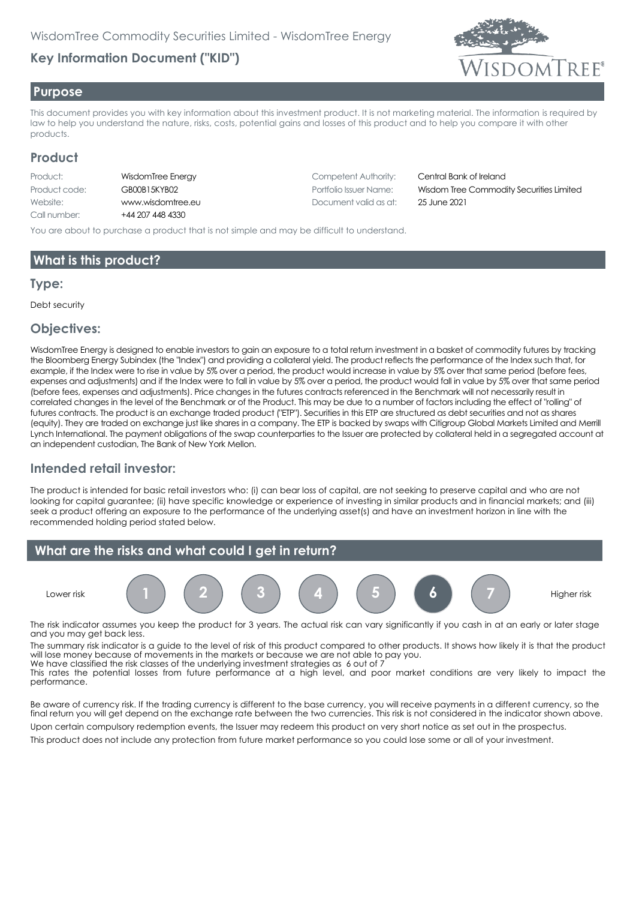WisdomTree Commodity Securities Limited - WisdomTree Energy

# Key Information Document ("KID")

## Purpose

This document provides you with key information about this investment product. It is not marketing material. The information is required by law to help you understand the nature, risks, costs, potential gains and losses of this product and to help you compare it with other products.

## Product

| | | | |
|---|---|---|---|
| Product: | WisdomTree Energy | Competent Authority: | Central Bank of Ireland |
| Product code: | GB00B15KYB02 | Portfolio Issuer Name: | Wisdom Tree Commodity Securities Limited |
| Website: | www.wisdomtree.eu | Document valid as at: | 25 June 2021 |
| Call number: | +44 207 448 4330 | | |

You are about to purchase a product that is not simple and may be difficult to understand.

## What is this product?

### Type:

Debt security

### Objectives:

WisdomTree Energy is designed to enable investors to gain an exposure to a total return investment in a basket of commodity futures by tracking the Bloomberg Energy Subindex (the "Index") and providing a collateral yield. The product reflects the performance of the Index such that, for example, if the Index were to rise in value by 5% over a period, the product would increase in value by 5% over that same period (before fees, expenses and adjustments) and if the Index were to fall in value by 5% over a period, the product would fall in value by 5% over that same period (before fees, expenses and adjustments). Price changes in the futures contracts referenced in the Benchmark will not necessarily result in correlated changes in the level of the Benchmark or of the Product. This may be due to a number of factors including the effect of "rolling" of futures contracts. The product is an exchange traded product ("ETP"). Securities in this ETP are structured as debt securities and not as shares (equity). They are traded on exchange just like shares in a company. The ETP is backed by swaps with Citigroup Global Markets Limited and Merrill Lynch International. The payment obligations of the swap counterparties to the Issuer are protected by collateral held in a segregated account at an independent custodian, The Bank of New York Mellon.

### Intended retail investor:

The product is intended for basic retail investors who: (i) can bear loss of capital, are not seeking to preserve capital and who are not looking for capital guarantee; (ii) have specific knowledge or experience of investing in similar products and in financial markets; and (iii) seek a product offering an exposure to the performance of the underlying asset(s) and have an investment horizon in line with the recommended holding period stated below.

## What are the risks and what could I get in return?

Lower risk 1 2 3 4 5 **6** 7 Higher risk

The risk indicator assumes you keep the product for 3 years. The actual risk can vary significantly if you cash in at an early or later stage and you may get back less.

The summary risk indicator is a guide to the level of risk of this product compared to other products. It shows how likely it is that the product will lose money because of movements in the markets or because we are not able to pay you.

We have classified the risk classes of the underlying investment strategies as 6 out of 7

This rates the potential losses from future performance at a high level, and poor market conditions are very likely to impact the performance.

Be aware of currency risk. If the trading currency is different to the base currency, you will receive payments in a different currency, so the final return you will get depend on the exchange rate between the two currencies. This risk is not considered in the indicator shown above.

Upon certain compulsory redemption events, the Issuer may redeem this product on very short notice as set out in the prospectus.

This product does not include any protection from future market performance so you could lose some or all of your investment.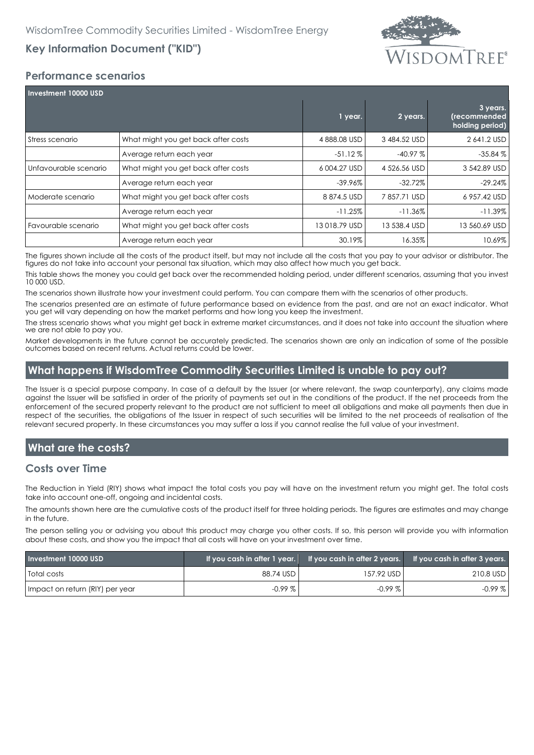## Performance scenarios

| Investment 10000 USD | | 1 year. | 2 years. | 3 years. (recommended holding period) |
|---|---|---|---|---|
| Stress scenario | What might you get back after costs | 4 888.08 USD | 3 484.52 USD | 2 641.2 USD |
| | Average return each year | -51.12 % | -40.97 % | -35.84 % |
| Unfavourable scenario | What might you get back after costs | 6 004.27 USD | 4 526.56 USD | 3 542.89 USD |
| | Average return each year | -39.96% | -32.72% | -29.24% |
| Moderate scenario | What might you get back after costs | 8 874.5 USD | 7 857.71 USD | 6 957.42 USD |
| | Average return each year | -11.25% | -11.36% | -11.39% |
| Favourable scenario | What might you get back after costs | 13 018.79 USD | 13 538.4 USD | 13 560.69 USD |
| | Average return each year | 30.19% | 16.35% | 10.69% |

The figures shown include all the costs of the product itself, but may not include all the costs that you pay to your advisor or distributor. The figures do not take into account your personal tax situation, which may also affect how much you get back.

This table shows the money you could get back over the recommended holding period, under different scenarios, assuming that you invest 10 000 USD.

The scenarios shown illustrate how your investment could perform. You can compare them with the scenarios of other products.

The scenarios presented are an estimate of future performance based on evidence from the past, and are not an exact indicator. What you get will vary depending on how the market performs and how long you keep the investment.

The stress scenario shows what you might get back in extreme market circumstances, and it does not take into account the situation where we are not able to pay you.

Market developments in the future cannot be accurately predicted. The scenarios shown are only an indication of some of the possible outcomes based on recent returns. Actual returns could be lower.

## What happens if WisdomTree Commodity Securities Limited is unable to pay out?

The Issuer is a special purpose company. In case of a default by the Issuer (or where relevant, the swap counterparty), any claims made against the Issuer will be satisfied in order of the priority of payments set out in the conditions of the product. If the net proceeds from the enforcement of the secured property relevant to the product are not sufficient to meet all obligations and make all payments then due in respect of the securities, the obligations of the Issuer in respect of such securities will be limited to the net proceeds of realisation of the relevant secured property. In these circumstances you may suffer a loss if you cannot realise the full value of your investment.

## What are the costs?

### Costs over Time

The Reduction in Yield (RIY) shows what impact the total costs you pay will have on the investment return you might get. The total costs take into account one-off, ongoing and incidental costs.

The amounts shown here are the cumulative costs of the product itself for three holding periods. The figures are estimates and may change in the future.

The person selling you or advising you about this product may charge you other costs. If so, this person will provide you with information about these costs, and show you the impact that all costs will have on your investment over time.

| Investment 10000 USD | If you cash in after 1 year. | If you cash in after 2 years. | If you cash in after 3 years. |
|---|---|---|---|
| Total costs | 88.74 USD | 157.92 USD | 210.8 USD |
| Impact on return (RIY) per year | -0.99 % | -0.99 % | -0.99 % |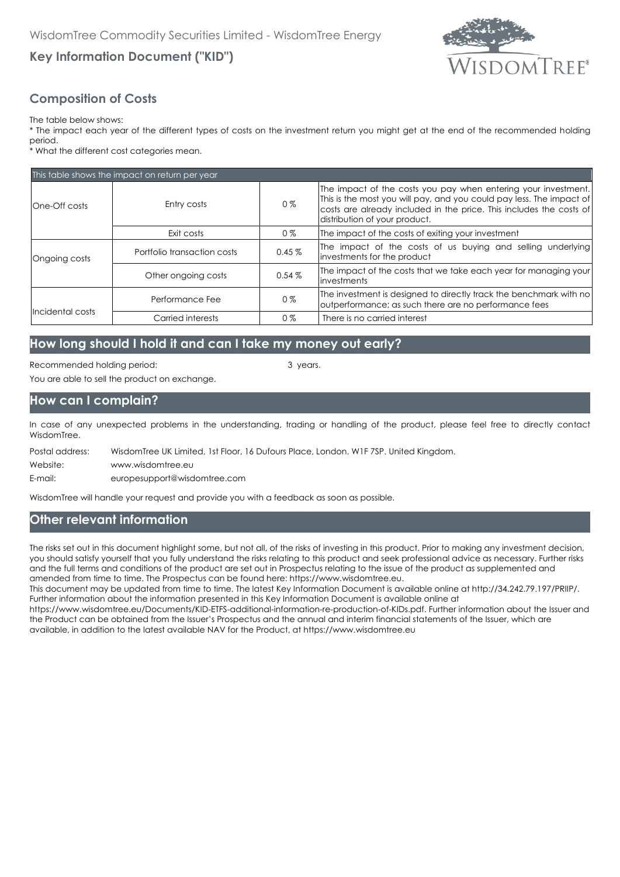## Composition of Costs

The table below shows:

* The impact each year of the different types of costs on the investment return you might get at the end of the recommended holding period.
* What the different cost categories mean.

| This table shows the impact on return per year | | | |
|---|---|---|---|
| One-Off costs | Entry costs | 0 % | The impact of the costs you pay when entering your investment. This is the most you will pay, and you could pay less. The impact of costs are already included in the price. This includes the costs of distribution of your product. |
| | Exit costs | 0 % | The impact of the costs of exiting your investment |
| Ongoing costs | Portfolio transaction costs | 0.45 % | The impact of the costs of us buying and selling underlying investments for the product |
| | Other ongoing costs | 0.54 % | The impact of the costs that we take each year for managing your investments |
| Incidental costs | Performance Fee | 0 % | The investment is designed to directly track the benchmark with no outperformance; as such there are no performance fees |
| | Carried interests | 0 % | There is no carried interest |

## How long should I hold it and can I take my money out early?

Recommended holding period: 3 years.

You are able to sell the product on exchange.

## How can I complain?

In case of any unexpected problems in the understanding, trading or handling of the product, please feel free to directly contact WisdomTree.

Postal address: WisdomTree UK Limited, 1st Floor, 16 Dufours Place, London. W1F 7SP. United Kingdom.

Website: www.wisdomtree.eu

E-mail: europesupport@wisdomtree.com

WisdomTree will handle your request and provide you with a feedback as soon as possible.

## Other relevant information

The risks set out in this document highlight some, but not all, of the risks of investing in this product. Prior to making any investment decision, you should satisfy yourself that you fully understand the risks relating to this product and seek professional advice as necessary. Further risks and the full terms and conditions of the product are set out in Prospectus relating to the issue of the product as supplemented and amended from time to time. The Prospectus can be found here: https://www.wisdomtree.eu.

This document may be updated from time to time. The latest Key Information Document is available online at http://34.242.79.197/PRIIP/. Further information about the information presented in this Key Information Document is available online at https://www.wisdomtree.eu/Documents/KID-ETFS-additional-information-re-production-of-KIDs.pdf. Further information about the Issuer and the Product can be obtained from the Issuer's Prospectus and the annual and interim financial statements of the Issuer, which are available, in addition to the latest available NAV for the Product, at https://www.wisdomtree.eu